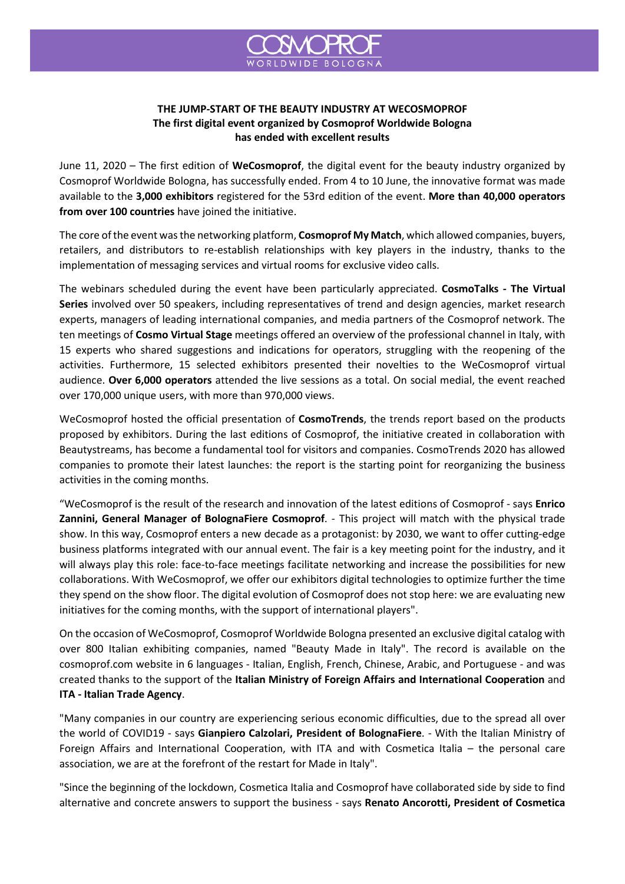# THE JUMP-START OF THE BEAUTY INDUSTRY AT WECOSMOPROF

## The first digital event organized by Cosmoprof Worldwide Bologna has ended with excellent results

June 11, 2020 – The first edition of **WeCosmoprof**, the digital event for the beauty industry organized by Cosmoprof Worldwide Bologna, has successfully ended. From 4 to 10 June, the innovative format was made available to the **3,000 exhibitors** registered for the 53rd edition of the event. **More than 40,000 operators from over 100 countries** have joined the initiative.

The core of the event was the networking platform, **Cosmoprof My Match**, which allowed companies, buyers, retailers, and distributors to re-establish relationships with key players in the industry, thanks to the implementation of messaging services and virtual rooms for exclusive video calls.

The webinars scheduled during the event have been particularly appreciated. **CosmoTalks - The Virtual Series** involved over 50 speakers, including representatives of trend and design agencies, market research experts, managers of leading international companies, and media partners of the Cosmoprof network. The ten meetings of **Cosmo Virtual Stage** meetings offered an overview of the professional channel in Italy, with 15 experts who shared suggestions and indications for operators, struggling with the reopening of the activities. Furthermore, 15 selected exhibitors presented their novelties to the WeCosmoprof virtual audience. **Over 6,000 operators** attended the live sessions as a total. On social medial, the event reached over 170,000 unique users, with more than 970,000 views.

WeCosmoprof hosted the official presentation of **CosmoTrends**, the trends report based on the products proposed by exhibitors. During the last editions of Cosmoprof, the initiative created in collaboration with Beautystreams, has become a fundamental tool for visitors and companies. CosmoTrends 2020 has allowed companies to promote their latest launches: the report is the starting point for reorganizing the business activities in the coming months.

“WeCosmoprof is the result of the research and innovation of the latest editions of Cosmoprof - says **Enrico Zannini, General Manager of BolognaFiere Cosmoprof**. - This project will match with the physical trade show. In this way, Cosmoprof enters a new decade as a protagonist: by 2030, we want to offer cutting-edge business platforms integrated with our annual event. The fair is a key meeting point for the industry, and it will always play this role: face-to-face meetings facilitate networking and increase the possibilities for new collaborations. With WeCosmoprof, we offer our exhibitors digital technologies to optimize further the time they spend on the show floor. The digital evolution of Cosmoprof does not stop here: we are evaluating new initiatives for the coming months, with the support of international players".

On the occasion of WeCosmoprof, Cosmoprof Worldwide Bologna presented an exclusive digital catalog with over 800 Italian exhibiting companies, named "Beauty Made in Italy". The record is available on the cosmoprof.com website in 6 languages - Italian, English, French, Chinese, Arabic, and Portuguese - and was created thanks to the support of the **Italian Ministry of Foreign Affairs and International Cooperation** and **ITA - Italian Trade Agency**.

"Many companies in our country are experiencing serious economic difficulties, due to the spread all over the world of COVID19 - says **Gianpiero Calzolari, President of BolognaFiere**. - With the Italian Ministry of Foreign Affairs and International Cooperation, with ITA and with Cosmetica Italia – the personal care association, we are at the forefront of the restart for Made in Italy".

"Since the beginning of the lockdown, Cosmetica Italia and Cosmoprof have collaborated side by side to find alternative and concrete answers to support the business - says **Renato Ancorotti, President of Cosmetica**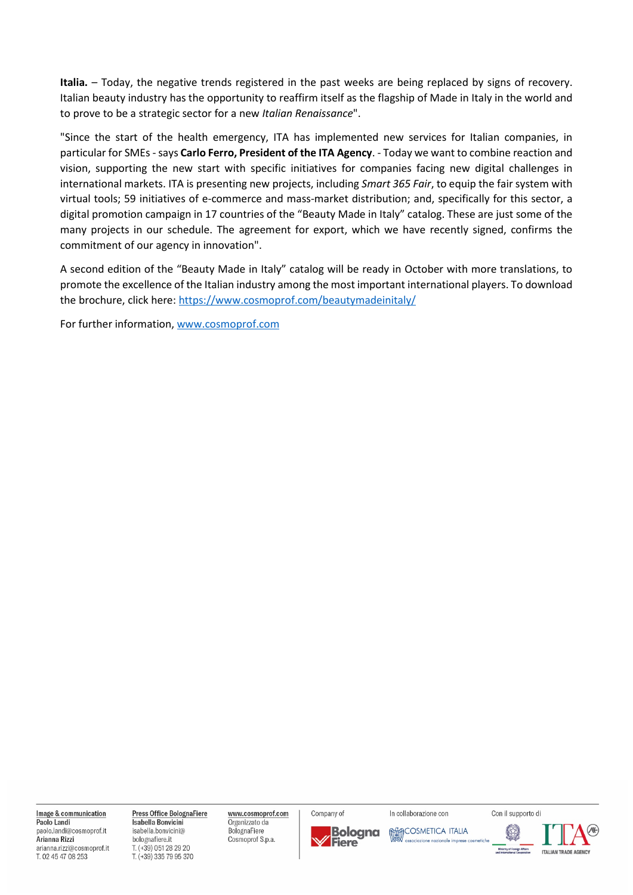**Italia.** – Today, the negative trends registered in the past weeks are being replaced by signs of recovery. Italian beauty industry has the opportunity to reaffirm itself as the flagship of Made in Italy in the world and to prove to be a strategic sector for a new *Italian Renaissance*".

"Since the start of the health emergency, ITA has implemented new services for Italian companies, in particular for SMEs - says **Carlo Ferro, President of the ITA Agency**. - Today we want to combine reaction and vision, supporting the new start with specific initiatives for companies facing new digital challenges in international markets. ITA is presenting new projects, including *Smart 365 Fair*, to equip the fair system with virtual tools; 59 initiatives of e-commerce and mass-market distribution; and, specifically for this sector, a digital promotion campaign in 17 countries of the "Beauty Made in Italy" catalog. These are just some of the many projects in our schedule. The agreement for export, which we have recently signed, confirms the commitment of our agency in innovation".

A second edition of the "Beauty Made in Italy" catalog will be ready in October with more translations, to promote the excellence of the Italian industry among the most important international players. To download the brochure, click here: https://www.cosmoprof.com/beautymadeinitaly/

For further information, www.cosmoprof.com